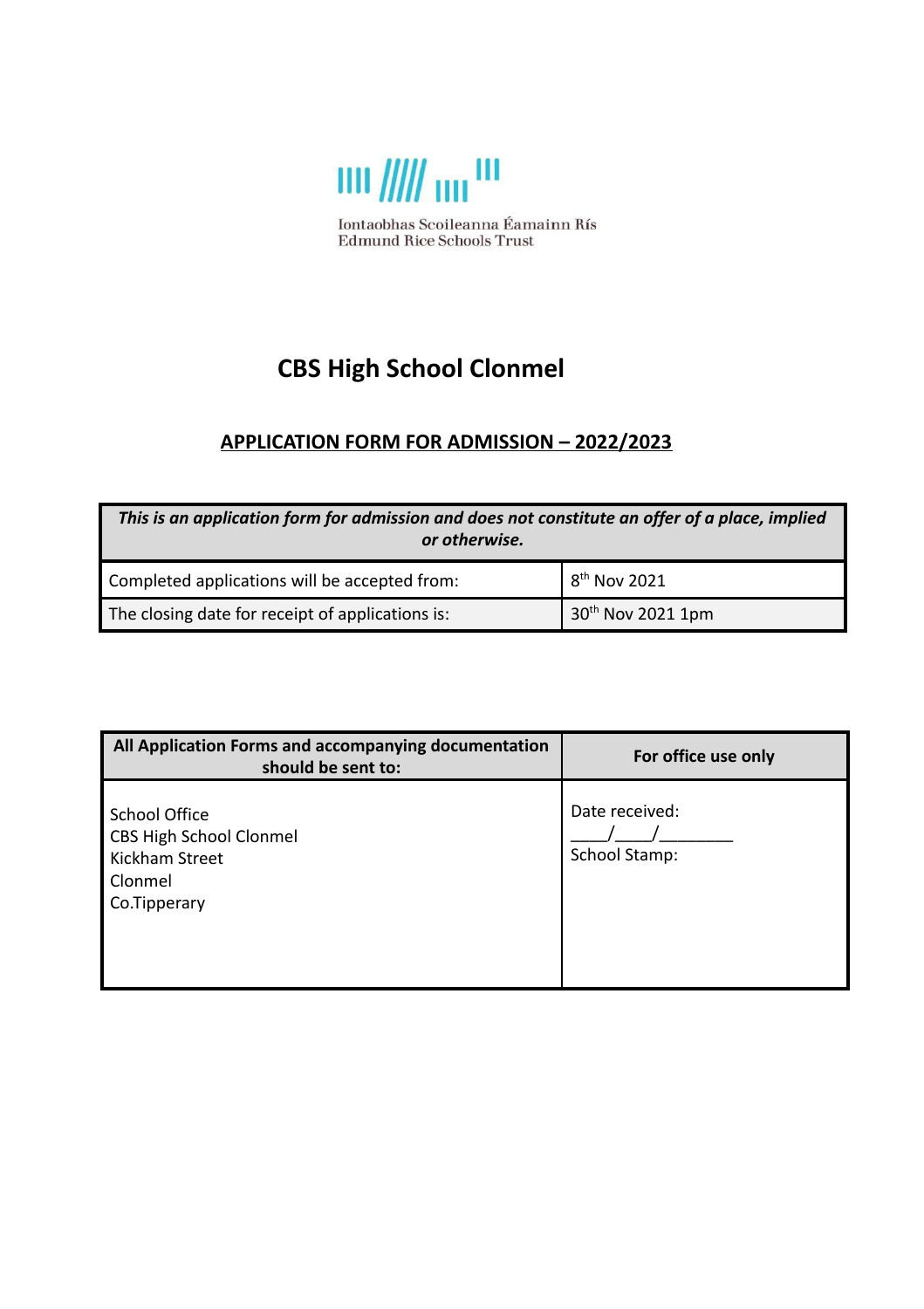Iontaobhas Scoileanna Éamainn Rís
Edmund Rice Schools Trust

# CBS High School Clonmel

## APPLICATION FORM FOR ADMISSION – 2022/2023

| *This is an application form for admission and does not constitute an offer of a place, implied or otherwise.* | |
|---|---|
| Completed applications will be accepted from: | 8th Nov 2021 |
| The closing date for receipt of applications is: | 30th Nov 2021 1pm |

| All Application Forms and accompanying documentation should be sent to: | For office use only |
|---|---|
| School Office<br>CBS High School Clonmel<br>Kickham Street<br>Clonmel<br>Co.Tipperary | Date received:<br>\_\_\_\_/\_\_\_\_/\_\_\_\_\_\_\_\_<br>School Stamp: |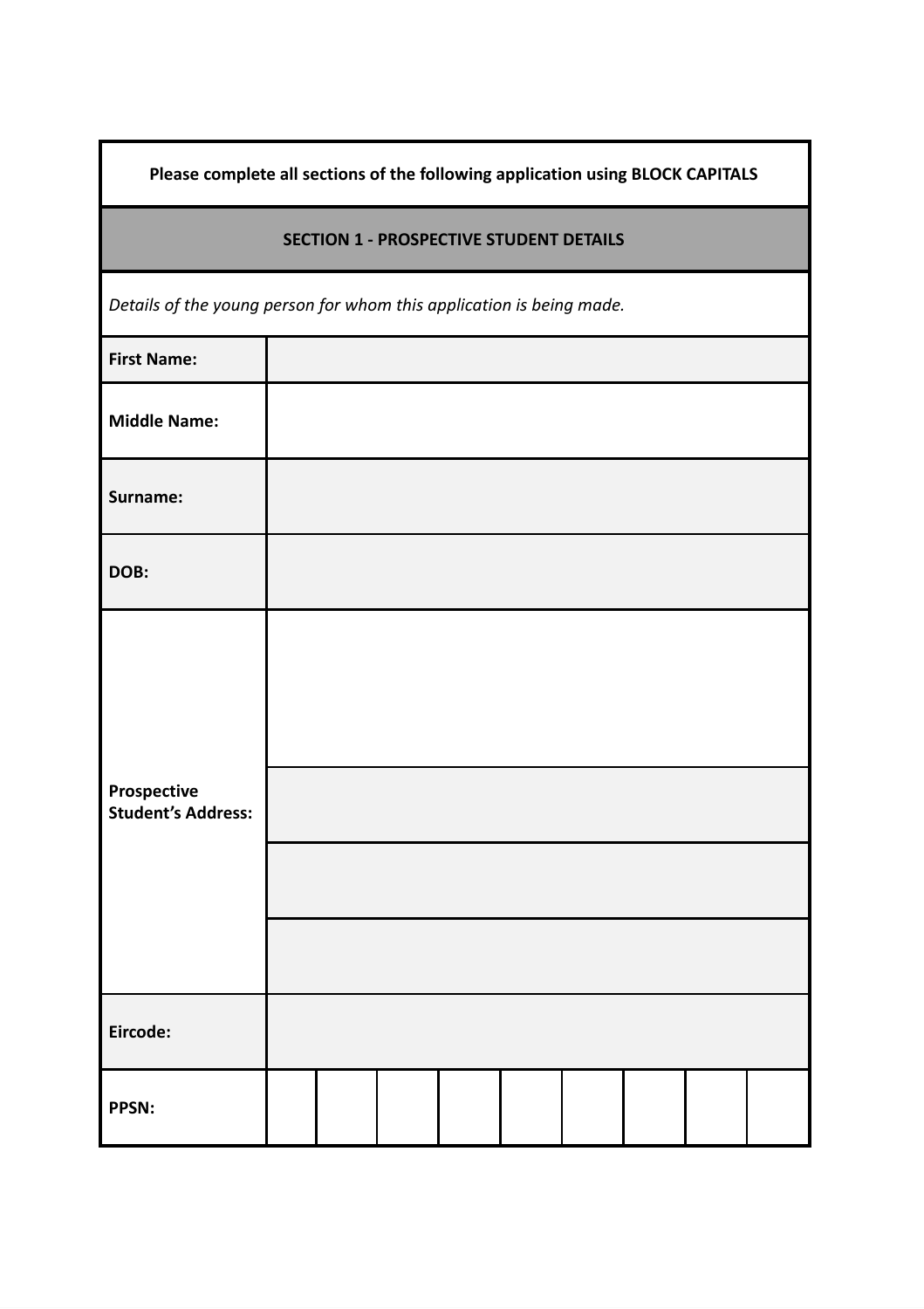**Please complete all sections of the following application using BLOCK CAPITALS**

## SECTION 1 - PROSPECTIVE STUDENT DETAILS

*Details of the young person for whom this application is being made.*

| | | | | | | | | | |
|---|---|---|---|---|---|---|---|---|---|
| **First Name:** | | | | | | | | | |
| **Middle Name:** | | | | | | | | | |
| **Surname:** | | | | | | | | | |
| **DOB:** | | | | | | | | | |
| **Prospective Student's Address:** | | | | | | | | | |
| | | | | | | | | | |
| | | | | | | | | | |
| | | | | | | | | | |
| **Eircode:** | | | | | | | | | |
| **PPSN:** | | | | | | | | | |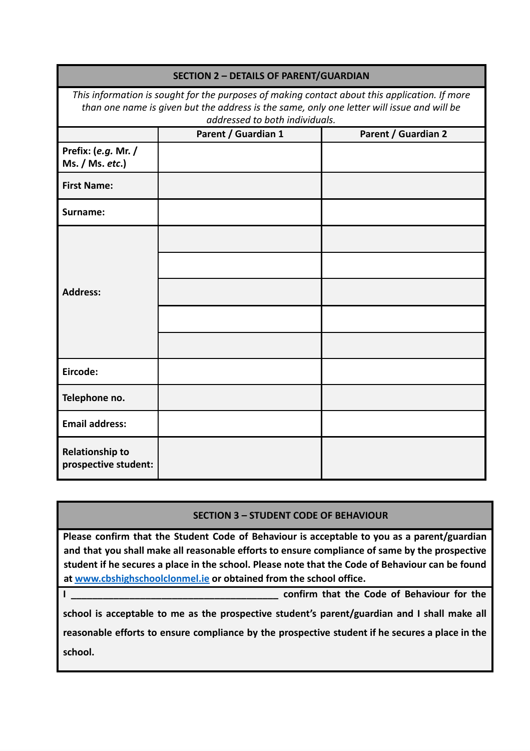## SECTION 2 – DETAILS OF PARENT/GUARDIAN

*This information is sought for the purposes of making contact about this application. If more than one name is given but the address is the same, only one letter will issue and will be addressed to both individuals.*

| | Parent / Guardian 1 | Parent / Guardian 2 |
|---|---|---|
| **Prefix: (*e.g.* Mr. / Ms. / Ms. *etc*.)** | | |
| **First Name:** | | |
| **Surname:** | | |
| **Address:** | | |
| | | |
| | | |
| | | |
| | | |
| **Eircode:** | | |
| **Telephone no.** | | |
| **Email address:** | | |
| **Relationship to prospective student:** | | |

## SECTION 3 – STUDENT CODE OF BEHAVIOUR

**Please confirm that the Student Code of Behaviour is acceptable to you as a parent/guardian and that you shall make all reasonable efforts to ensure compliance of same by the prospective student if he secures a place in the school. Please note that the Code of Behaviour can be found at [www.cbshighschoolclonmel.ie](http://www.cbshighschoolclonmel.ie) or obtained from the school office.**

**I ________________________________________ confirm that the Code of Behaviour for the school is acceptable to me as the prospective student's parent/guardian and I shall make all reasonable efforts to ensure compliance by the prospective student if he secures a place in the school.**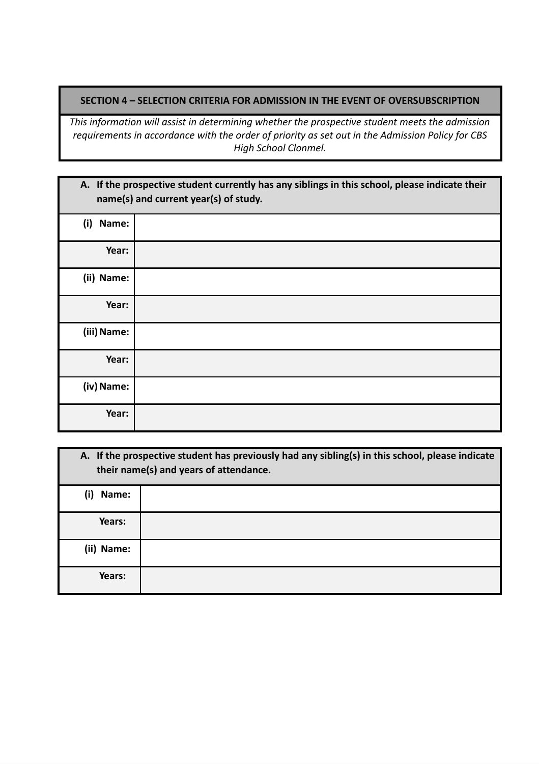## SECTION 4 – SELECTION CRITERIA FOR ADMISSION IN THE EVENT OF OVERSUBSCRIPTION

*This information will assist in determining whether the prospective student meets the admission requirements in accordance with the order of priority as set out in the Admission Policy for CBS High School Clonmel.*

**A. If the prospective student currently has any siblings in this school, please indicate their name(s) and current year(s) of study.**

| | |
|---|---|
| **(i) Name:** | |
| **Year:** | |
| **(ii) Name:** | |
| **Year:** | |
| **(iii) Name:** | |
| **Year:** | |
| **(iv) Name:** | |
| **Year:** | |

**A. If the prospective student has previously had any sibling(s) in this school, please indicate their name(s) and years of attendance.**

| | |
|---|---|
| **(i) Name:** | |
| **Years:** | |
| **(ii) Name:** | |
| **Years:** | |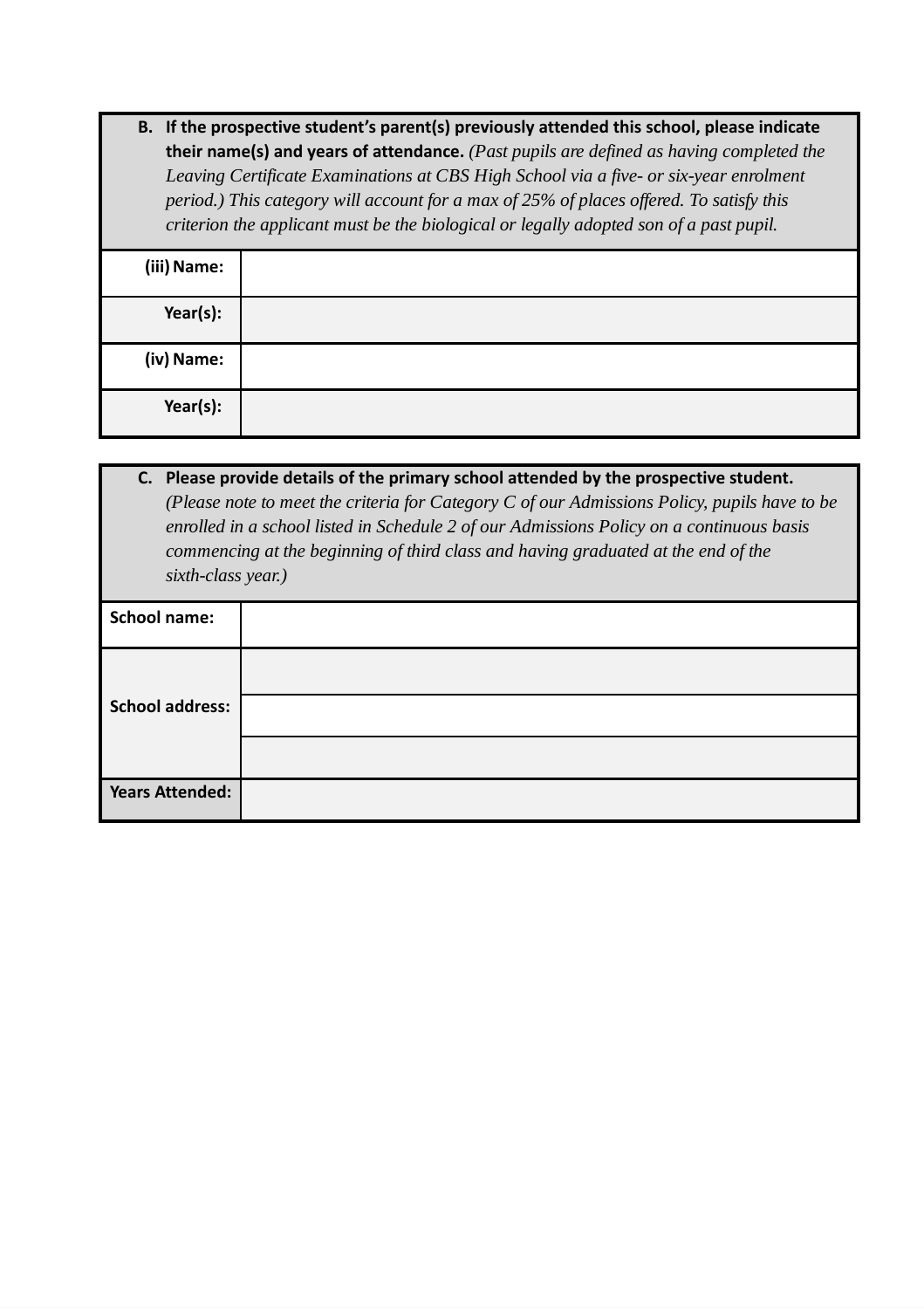**B. If the prospective student's parent(s) previously attended this school, please indicate their name(s) and years of attendance.** *(Past pupils are defined as having completed the Leaving Certificate Examinations at CBS High School via a five- or six-year enrolment period.) This category will account for a max of 25% of places offered. To satisfy this criterion the applicant must be the biological or legally adopted son of a past pupil.*

| | |
|---|---|
| **(iii) Name:** | |
| **Year(s):** | |
| **(iv) Name:** | |
| **Year(s):** | |

**C. Please provide details of the primary school attended by the prospective student.** *(Please note to meet the criteria for Category C of our Admissions Policy, pupils have to be enrolled in a school listed in Schedule 2 of our Admissions Policy on a continuous basis commencing at the beginning of third class and having graduated at the end of the sixth-class year.)*

| | |
|---|---|
| **School name:** | |
| **School address:** | |
| | |
| | |
| **Years Attended:** | |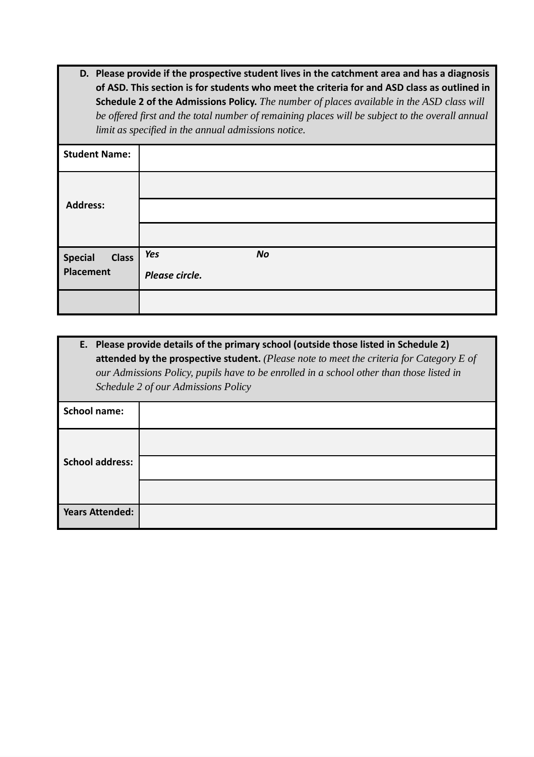**D. Please provide if the prospective student lives in the catchment area and has a diagnosis of ASD. This section is for students who meet the criteria for and ASD class as outlined in Schedule 2 of the Admissions Policy.** *The number of places available in the ASD class will be offered first and the total number of remaining places will be subject to the overall annual limit as specified in the annual admissions notice.*

| **Student Name:** | |
|---|---|
| **Address:** | |
| | |
| | |
| **Special Class Placement** | ***Yes*** ***No*** ***Please circle.*** |
| | |

**E. Please provide details of the primary school (outside those listed in Schedule 2) attended by the prospective student.** *(Please note to meet the criteria for Category E of our Admissions Policy, pupils have to be enrolled in a school other than those listed in Schedule 2 of our Admissions Policy*

| **School name:** | |
|---|---|
| **School address:** | |
| | |
| | |
| **Years Attended:** | |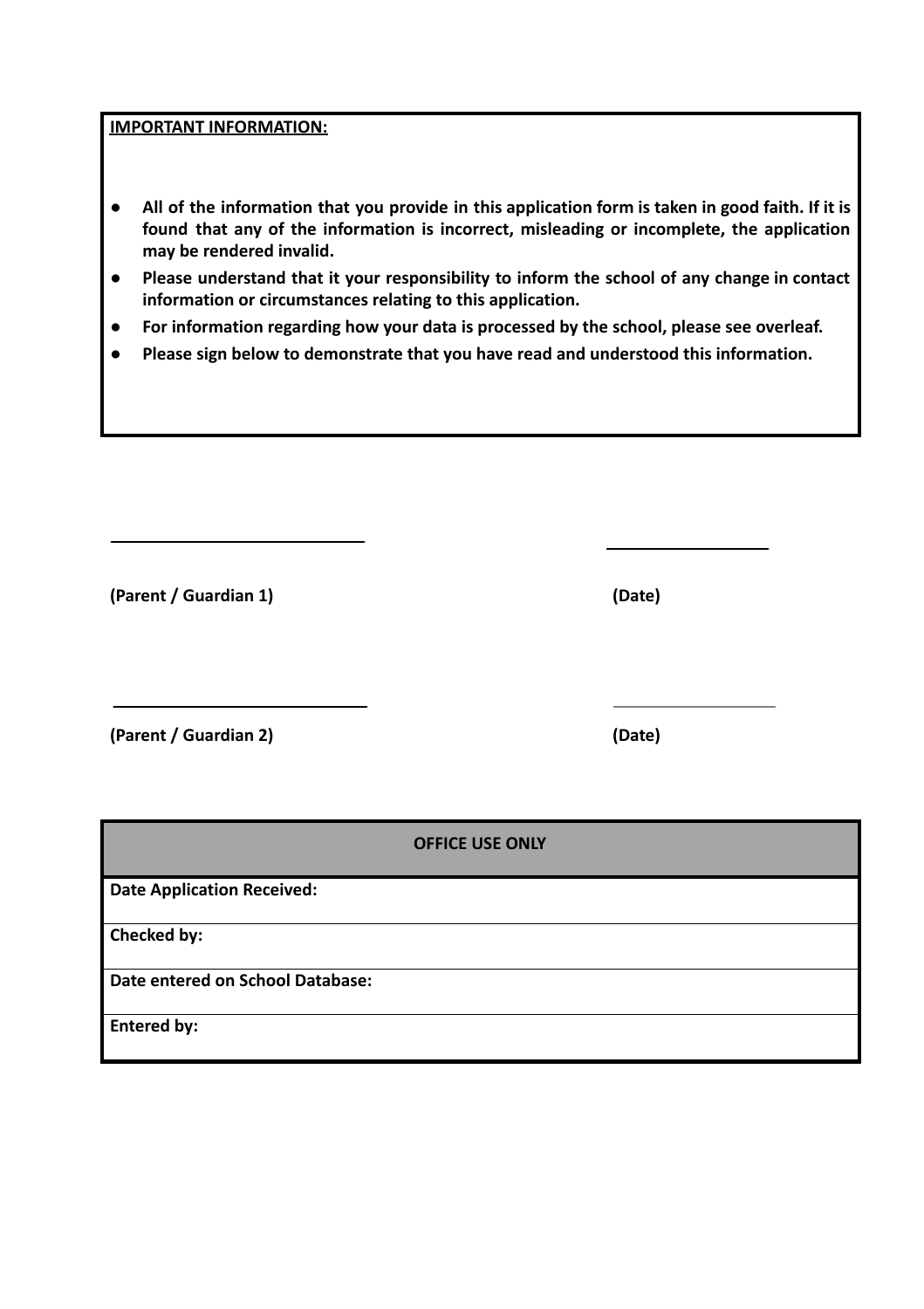**IMPORTANT INFORMATION:**

- **All of the information that you provide in this application form is taken in good faith. If it is found that any of the information is incorrect, misleading or incomplete, the application may be rendered invalid.**
- **Please understand that it your responsibility to inform the school of any change in contact information or circumstances relating to this application.**
- **For information regarding how your data is processed by the school, please see overleaf.**
- **Please sign below to demonstrate that you have read and understood this information.**

\_\_\_\_\_\_\_\_\_\_\_\_\_\_\_\_\_\_\_\_\_\_\_\_\_\_\_ \_\_\_\_\_\_\_\_\_\_\_\_\_\_\_\_\_

**(Parent / Guardian 1)** **(Date)**

\_\_\_\_\_\_\_\_\_\_\_\_\_\_\_\_\_\_\_\_\_\_\_\_\_\_\_ \_\_\_\_\_\_\_\_\_\_\_\_\_\_\_\_\_

**(Parent / Guardian 2)** **(Date)**

| **OFFICE USE ONLY** |
|---|
| **Date Application Received:** |
| **Checked by:** |
| **Date entered on School Database:** |
| **Entered by:** |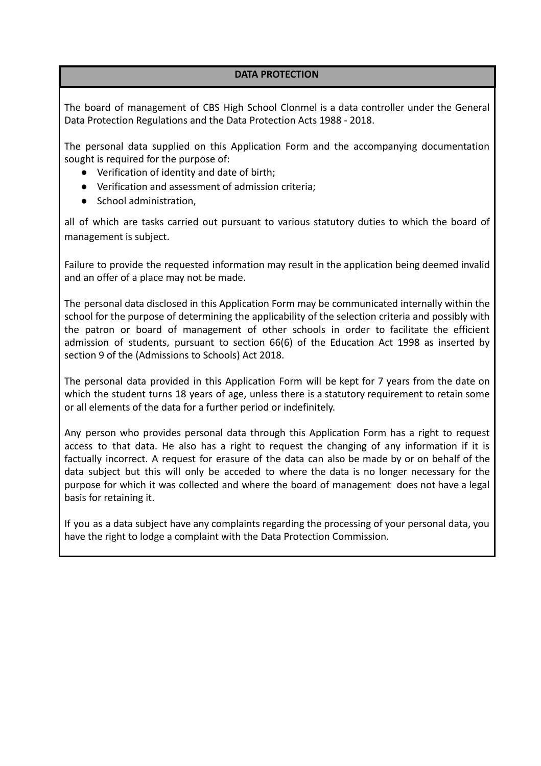## DATA PROTECTION

The board of management of CBS High School Clonmel is a data controller under the General Data Protection Regulations and the Data Protection Acts 1988 - 2018.

The personal data supplied on this Application Form and the accompanying documentation sought is required for the purpose of:

- Verification of identity and date of birth;
- Verification and assessment of admission criteria;
- School administration,

all of which are tasks carried out pursuant to various statutory duties to which the board of management is subject.

Failure to provide the requested information may result in the application being deemed invalid and an offer of a place may not be made.

The personal data disclosed in this Application Form may be communicated internally within the school for the purpose of determining the applicability of the selection criteria and possibly with the patron or board of management of other schools in order to facilitate the efficient admission of students, pursuant to section 66(6) of the Education Act 1998 as inserted by section 9 of the (Admissions to Schools) Act 2018.

The personal data provided in this Application Form will be kept for 7 years from the date on which the student turns 18 years of age, unless there is a statutory requirement to retain some or all elements of the data for a further period or indefinitely.

Any person who provides personal data through this Application Form has a right to request access to that data. He also has a right to request the changing of any information if it is factually incorrect. A request for erasure of the data can also be made by or on behalf of the data subject but this will only be acceded to where the data is no longer necessary for the purpose for which it was collected and where the board of management does not have a legal basis for retaining it.

If you as a data subject have any complaints regarding the processing of your personal data, you have the right to lodge a complaint with the Data Protection Commission.